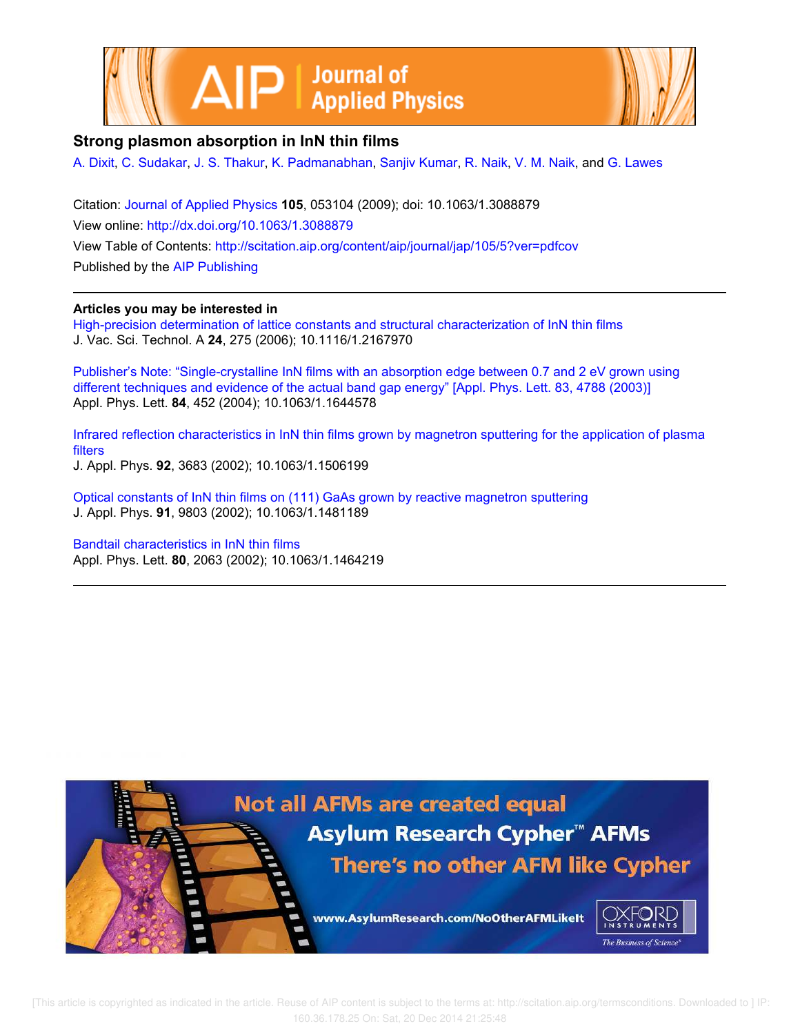# Strong plasmon absorption in InN thin films

A. Dixit, C. Sudakar, J. S. Thakur, K. Padmanabhan, Sanjiv Kumar, R. Naik, V. M. Naik, and G. Lawes

Citation: Journal of Applied Physics **105**, 053104 (2009); doi: 10.1063/1.3088879

View online: http://dx.doi.org/10.1063/1.3088879

View Table of Contents: http://scitation.aip.org/content/aip/journal/jap/105/5?ver=pdfcov

Published by the AIP Publishing

**Articles you may be interested in**

High-precision determination of lattice constants and structural characterization of InN thin films
J. Vac. Sci. Technol. A **24**, 275 (2006); 10.1116/1.2167970

Publisher's Note: "Single-crystalline InN films with an absorption edge between 0.7 and 2 eV grown using different techniques and evidence of the actual band gap energy" [Appl. Phys. Lett. 83, 4788 (2003)]
Appl. Phys. Lett. **84**, 452 (2004); 10.1063/1.1644578

Infrared reflection characteristics in InN thin films grown by magnetron sputtering for the application of plasma filters
J. Appl. Phys. **92**, 3683 (2002); 10.1063/1.1506199

Optical constants of InN thin films on (111) GaAs grown by reactive magnetron sputtering
J. Appl. Phys. **91**, 9803 (2002); 10.1063/1.1481189

Bandtail characteristics in InN thin films
Appl. Phys. Lett. **80**, 2063 (2002); 10.1063/1.1464219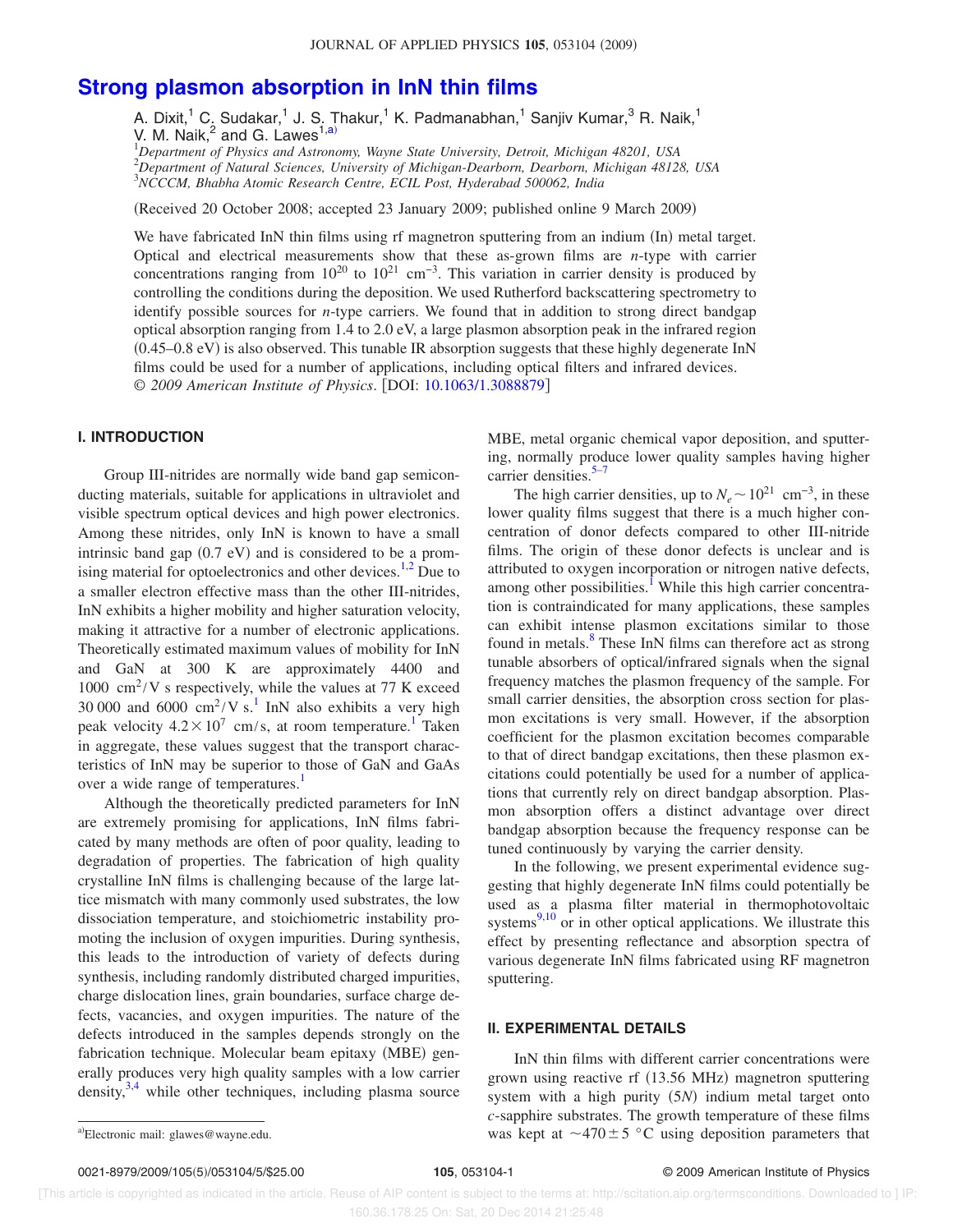# Strong plasmon absorption in InN thin films

A. Dixit,[1] C. Sudakar,[1] J. S. Thakur,[1] K. Padmanabhan,[1] Sanjiv Kumar,[3] R. Naik,[1] V. M. Naik,[2] and G. Lawes[1,a)]

[1]*Department of Physics and Astronomy, Wayne State University, Detroit, Michigan 48201, USA*
[2]*Department of Natural Sciences, University of Michigan-Dearborn, Dearborn, Michigan 48128, USA*
[3]*NCCCM, Bhabha Atomic Research Centre, ECIL Post, Hyderabad 500062, India*

(Received 20 October 2008; accepted 23 January 2009; published online 9 March 2009)

We have fabricated InN thin films using rf magnetron sputtering from an indium (In) metal target. Optical and electrical measurements show that these as-grown films are *n*-type with carrier concentrations ranging from $10^{20}$ to $10^{21}$ cm$^{-3}$. This variation in carrier density is produced by controlling the conditions during the deposition. We used Rutherford backscattering spectrometry to identify possible sources for *n*-type carriers. We found that in addition to strong direct bandgap optical absorption ranging from 1.4 to 2.0 eV, a large plasmon absorption peak in the infrared region (0.45–0.8 eV) is also observed. This tunable IR absorption suggests that these highly degenerate InN films could be used for a number of applications, including optical filters and infrared devices. © *2009 American Institute of Physics*. [DOI: 10.1063/1.3088879]

## I. INTRODUCTION

Group III-nitrides are normally wide band gap semiconducting materials, suitable for applications in ultraviolet and visible spectrum optical devices and high power electronics. Among these nitrides, only InN is known to have a small intrinsic band gap (0.7 eV) and is considered to be a promising material for optoelectronics and other devices.[1,2] Due to a smaller electron effective mass than the other III-nitrides, InN exhibits a higher mobility and higher saturation velocity, making it attractive for a number of electronic applications. Theoretically estimated maximum values of mobility for InN and GaN at 300 K are approximately 4400 and 1000 cm$^2$/V s respectively, while the values at 77 K exceed 30 000 and 6000 cm$^2$/V s.[1] InN also exhibits a very high peak velocity $4.2\times10^7$ cm/s, at room temperature.[1] Taken in aggregate, these values suggest that the transport characteristics of InN may be superior to those of GaN and GaAs over a wide range of temperatures.[1]

Although the theoretically predicted parameters for InN are extremely promising for applications, InN films fabricated by many methods are often of poor quality, leading to degradation of properties. The fabrication of high quality crystalline InN films is challenging because of the large lattice mismatch with many commonly used substrates, the low dissociation temperature, and stoichiometric instability promoting the inclusion of oxygen impurities. During synthesis, this leads to the introduction of variety of defects during synthesis, including randomly distributed charged impurities, charge dislocation lines, grain boundaries, surface charge defects, vacancies, and oxygen impurities. The nature of the defects introduced in the samples depends strongly on the fabrication technique. Molecular beam epitaxy (MBE) generally produces very high quality samples with a low carrier density,[3,4] while other techniques, including plasma source MBE, metal organic chemical vapor deposition, and sputtering, normally produce lower quality samples having higher carrier densities.[5–7]

The high carrier densities, up to $N_e \sim 10^{21}$ cm$^{-3}$, in these lower quality films suggest that there is a much higher concentration of donor defects compared to other III-nitride films. The origin of these donor defects is unclear and is attributed to oxygen incorporation or nitrogen native defects, among other possibilities.[1] While this high carrier concentration is contraindicated for many applications, these samples can exhibit intense plasmon excitations similar to those found in metals.[8] These InN films can therefore act as strong tunable absorbers of optical/infrared signals when the signal frequency matches the plasmon frequency of the sample. For small carrier densities, the absorption cross section for plasmon excitations is very small. However, if the absorption coefficient for the plasmon excitation becomes comparable to that of direct bandgap excitations, then these plasmon excitations could potentially be used for a number of applications that currently rely on direct bandgap absorption. Plasmon absorption offers a distinct advantage over direct bandgap absorption because the frequency response can be tuned continuously by varying the carrier density.

In the following, we present experimental evidence suggesting that highly degenerate InN films could potentially be used as a plasma filter material in thermophotovoltaic systems[9,10] or in other optical applications. We illustrate this effect by presenting reflectance and absorption spectra of various degenerate InN films fabricated using RF magnetron sputtering.

## II. EXPERIMENTAL DETAILS

InN thin films with different carrier concentrations were grown using reactive rf (13.56 MHz) magnetron sputtering system with a high purity (5*N*) indium metal target onto *c*-sapphire substrates. The growth temperature of these films was kept at $\sim 470\pm5$ °C using deposition parameters that

a)Electronic mail: glawes@wayne.edu.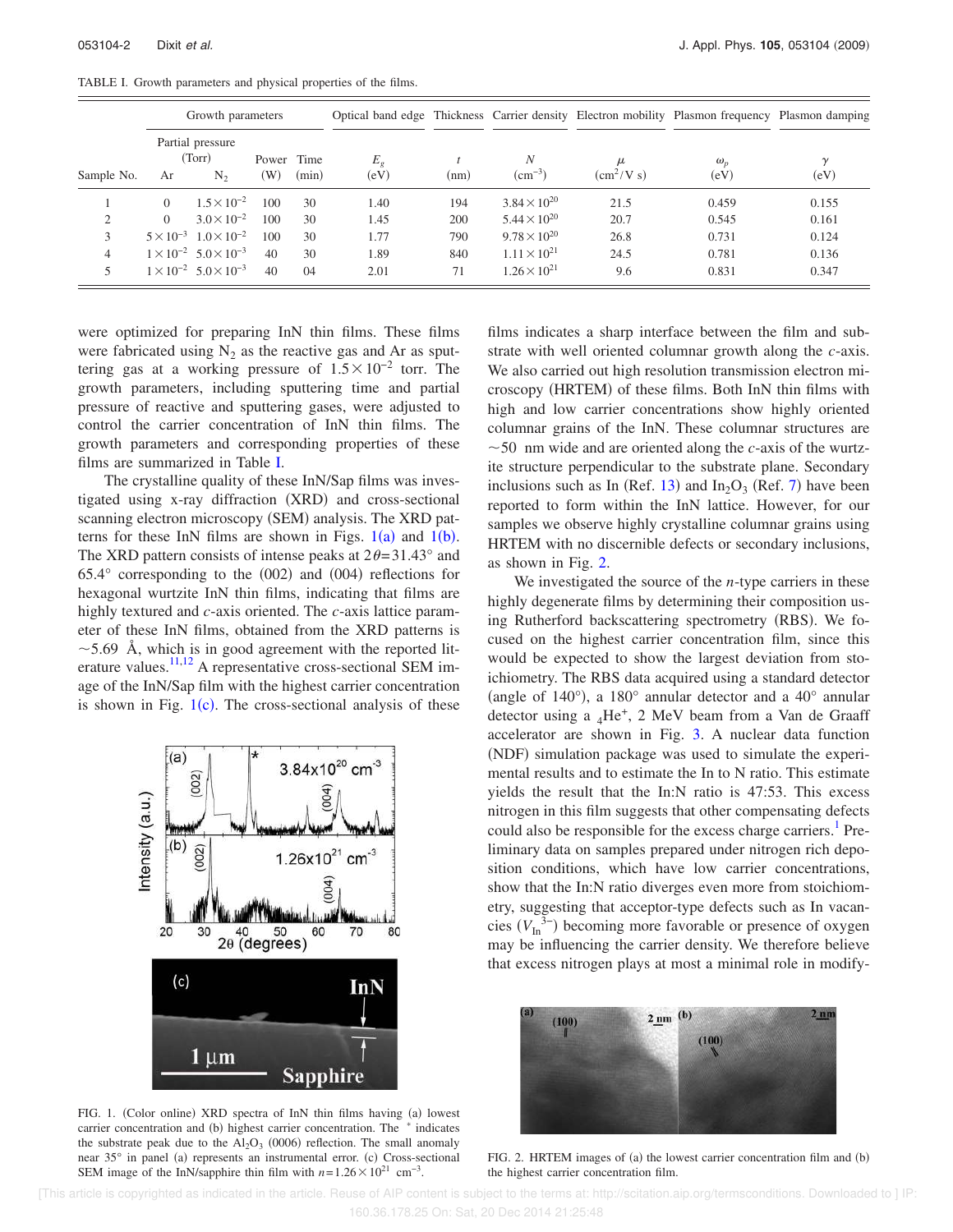TABLE I. Growth parameters and physical properties of the films.

| | Growth parameters | | | | Optical band edge | Thickness | Carrier density | Electron mobility | Plasmon frequency | Plasmon damping |
|---|---|---|---|---|---|---|---|---|---|---|
| | Partial pressure (Torr) | | | | | | | | | |
| Sample No. | Ar | $N_2$ | Power (W) | Time (min) | $E_g$ (eV) | $t$ (nm) | $N$ ($cm^{-3}$) | $\mu$ ($cm^2/V\,s$) | $\omega_p$ (eV) | $\gamma$ (eV) |
| 1 | 0 | $1.5\times10^{-2}$ | 100 | 30 | 1.40 | 194 | $3.84\times10^{20}$ | 21.5 | 0.459 | 0.155 |
| 2 | 0 | $3.0\times10^{-2}$ | 100 | 30 | 1.45 | 200 | $5.44\times10^{20}$ | 20.7 | 0.545 | 0.161 |
| 3 | $5\times10^{-3}$ | $1.0\times10^{-2}$ | 100 | 30 | 1.77 | 790 | $9.78\times10^{20}$ | 26.8 | 0.731 | 0.124 |
| 4 | $1\times10^{-2}$ | $5.0\times10^{-3}$ | 40 | 30 | 1.89 | 840 | $1.11\times10^{21}$ | 24.5 | 0.781 | 0.136 |
| 5 | $1\times10^{-2}$ | $5.0\times10^{-3}$ | 40 | 04 | 2.01 | 71 | $1.26\times10^{21}$ | 9.6 | 0.831 | 0.347 |

were optimized for preparing InN thin films. These films were fabricated using $N_2$ as the reactive gas and Ar as sputtering gas at a working pressure of $1.5\times10^{-2}$ torr. The growth parameters, including sputtering time and partial pressure of reactive and sputtering gases, were adjusted to control the carrier concentration of InN thin films. The growth parameters and corresponding properties of these films are summarized in Table I.

The crystalline quality of these InN/Sap films was investigated using x-ray diffraction (XRD) and cross-sectional scanning electron microscopy (SEM) analysis. The XRD patterns for these InN films are shown in Figs. 1(a) and 1(b). The XRD pattern consists of intense peaks at $2\theta=31.43°$ and $65.4°$ corresponding to the (002) and (004) reflections for hexagonal wurtzite InN thin films, indicating that films are highly textured and $c$-axis oriented. The $c$-axis lattice parameter of these InN films, obtained from the XRD patterns is $\sim5.69$ Å, which is in good agreement with the reported literature values.[11,12] A representative cross-sectional SEM image of the InN/Sap film with the highest carrier concentration is shown in Fig. 1(c). The cross-sectional analysis of these films indicates a sharp interface between the film and substrate with well oriented columnar growth along the $c$-axis. We also carried out high resolution transmission electron microscopy (HRTEM) of these films. Both InN thin films with high and low carrier concentrations show highly oriented columnar grains of the InN. These columnar structures are $\sim50$ nm wide and are oriented along the $c$-axis of the wurtzite structure perpendicular to the substrate plane. Secondary inclusions such as In (Ref. 13) and $In_2O_3$ (Ref. 7) have been reported to form within the InN lattice. However, for our samples we observe highly crystalline columnar grains using HRTEM with no discernible defects or secondary inclusions, as shown in Fig. 2.

FIG. 1. (Color online) XRD spectra of InN thin films having (a) lowest carrier concentration and (b) highest carrier concentration. The * indicates the substrate peak due to the $Al_2O_3$ (0006) reflection. The small anomaly near 35° in panel (a) represents an instrumental error. (c) Cross-sectional SEM image of the InN/sapphire thin film with $n=1.26\times10^{21}$ $cm^{-3}$.

We investigated the source of the $n$-type carriers in these highly degenerate films by determining their composition using Rutherford backscattering spectrometry (RBS). We focused on the highest carrier concentration film, since this would be expected to show the largest deviation from stoichiometry. The RBS data acquired using a standard detector (angle of 140°), a 180° annular detector and a 40° annular detector using a $_4He^+$, 2 MeV beam from a Van de Graaff accelerator are shown in Fig. 3. A nuclear data function (NDF) simulation package was used to simulate the experimental results and to estimate the In to N ratio. This estimate yields the result that the In:N ratio is 47:53. This excess nitrogen in this film suggests that other compensating defects could also be responsible for the excess charge carriers.[1] Preliminary data on samples prepared under nitrogen rich deposition conditions, which have low carrier concentrations, show that the In:N ratio diverges even more from stoichiometry, suggesting that acceptor-type defects such as In vacancies ($V_{In}^{3-}$) becoming more favorable or presence of oxygen may be influencing the carrier density. We therefore believe that excess nitrogen plays at most a minimal role in modify-

FIG. 2. HRTEM images of (a) the lowest carrier concentration film and (b) the highest carrier concentration film.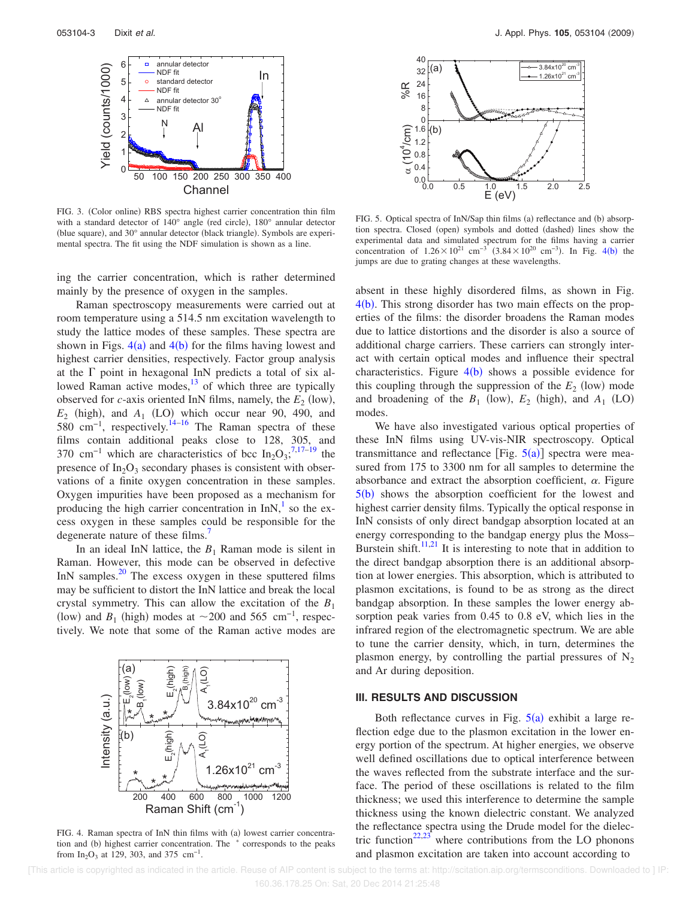FIG. 3. (Color online) RBS spectra highest carrier concentration thin film with a standard detector of 140° angle (red circle), 180° annular detector (blue square), and 30° annular detector (black triangle). Symbols are experimental spectra. The fit using the NDF simulation is shown as a line.

ing the carrier concentration, which is rather determined mainly by the presence of oxygen in the samples.

Raman spectroscopy measurements were carried out at room temperature using a 514.5 nm excitation wavelength to study the lattice modes of these samples. These spectra are shown in Figs. 4(a) and 4(b) for the films having lowest and highest carrier densities, respectively. Factor group analysis at the Γ point in hexagonal InN predicts a total of six allowed Raman active modes,[13] of which three are typically observed for *c*-axis oriented InN films, namely, the $E_2$ (low), $E_2$ (high), and $A_1$ (LO) which occur near 90, 490, and 580 $cm^{-1}$, respectively.[14–16] The Raman spectra of these films contain additional peaks close to 128, 305, and 370 $cm^{-1}$ which are characteristics of bcc $In_2O_3$;[7,17–19] the presence of $In_2O_3$ secondary phases is consistent with observations of a finite oxygen concentration in these samples. Oxygen impurities have been proposed as a mechanism for producing the high carrier concentration in InN,[1] so the excess oxygen in these samples could be responsible for the degenerate nature of these films.[7]

In an ideal InN lattice, the $B_1$ Raman mode is silent in Raman. However, this mode can be observed in defective InN samples.[20] The excess oxygen in these sputtered films may be sufficient to distort the InN lattice and break the local crystal symmetry. This can allow the excitation of the $B_1$ (low) and $B_1$ (high) modes at ~200 and 565 $cm^{-1}$, respectively. We note that some of the Raman active modes are

FIG. 4. Raman spectra of InN thin films with (a) lowest carrier concentration and (b) highest carrier concentration. The * corresponds to the peaks from $In_2O_3$ at 129, 303, and 375 $cm^{-1}$.

FIG. 5. Optical spectra of InN/Sap thin films (a) reflectance and (b) absorption spectra. Closed (open) symbols and dotted (dashed) lines show the experimental data and simulated spectrum for the films having a carrier concentration of $1.26\times10^{21}$ $cm^{-3}$ ($3.84\times10^{20}$ $cm^{-3}$). In Fig. 4(b) the jumps are due to grating changes at these wavelengths.

absent in these highly disordered films, as shown in Fig. 4(b). This strong disorder has two main effects on the properties of the films: the disorder broadens the Raman modes due to lattice distortions and the disorder is also a source of additional charge carriers. These carriers can strongly interact with certain optical modes and influence their spectral characteristics. Figure 4(b) shows a possible evidence for this coupling through the suppression of the $E_2$ (low) mode and broadening of the $B_1$ (low), $E_2$ (high), and $A_1$ (LO) modes.

We have also investigated various optical properties of these InN films using UV-vis-NIR spectroscopy. Optical transmittance and reflectance [Fig. 5(a)] spectra were measured from 175 to 3300 nm for all samples to determine the absorbance and extract the absorption coefficient, α. Figure 5(b) shows the absorption coefficient for the lowest and highest carrier density films. Typically the optical response in InN consists of only direct bandgap absorption located at an energy corresponding to the bandgap energy plus the Moss–Burstein shift.[11,21] It is interesting to note that in addition to the direct bandgap absorption there is an additional absorption at lower energies. This absorption, which is attributed to plasmon excitations, is found to be as strong as the direct bandgap absorption. In these samples the lower energy absorption peak varies from 0.45 to 0.8 eV, which lies in the infrared region of the electromagnetic spectrum. We are able to tune the carrier density, which, in turn, determines the plasmon energy, by controlling the partial pressures of $N_2$ and Ar during deposition.

## III. RESULTS AND DISCUSSION

Both reflectance curves in Fig. 5(a) exhibit a large reflection edge due to the plasmon excitation in the lower energy portion of the spectrum. At higher energies, we observe well defined oscillations due to optical interference between the waves reflected from the substrate interface and the surface. The period of these oscillations is related to the film thickness; we used this interference to determine the sample thickness using the known dielectric constant. We analyzed the reflectance spectra using the Drude model for the dielectric function[22,23] where contributions from the LO phonons and plasmon excitation are taken into account according to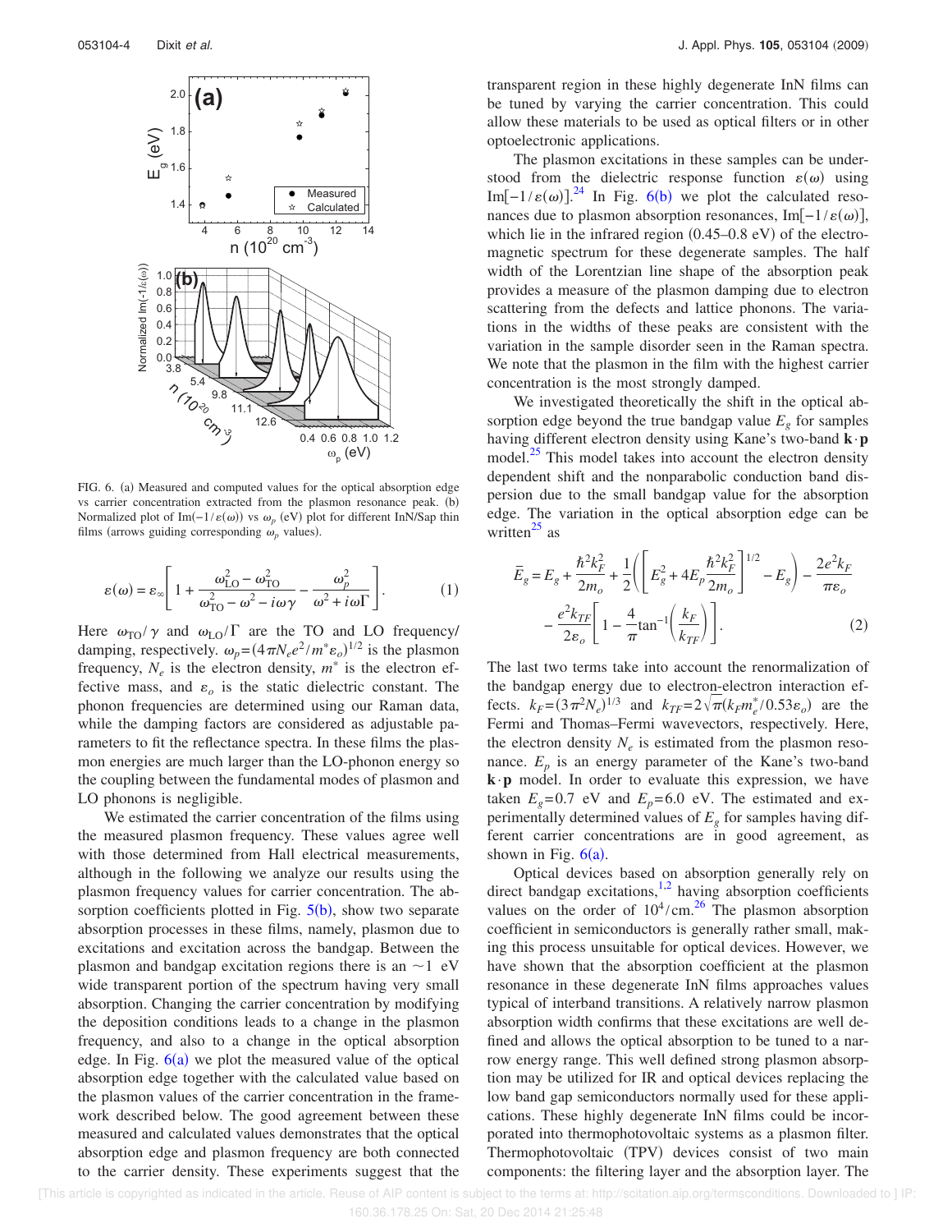FIG. 6. (a) Measured and computed values for the optical absorption edge vs carrier concentration extracted from the plasmon resonance peak. (b) Normalized plot of $\mathrm{Im}(-1/\varepsilon(\omega))$ vs $\omega_p$ (eV) plot for different InN/Sap thin films (arrows guiding corresponding $\omega_p$ values).

$$\varepsilon(\omega) = \varepsilon_\infty\left[1 + \frac{\omega_{\mathrm{LO}}^2 - \omega_{\mathrm{TO}}^2}{\omega_{\mathrm{TO}}^2 - \omega^2 - i\omega\gamma} - \frac{\omega_p^2}{\omega^2 + i\omega\Gamma}\right]. \quad (1)$$

Here $\omega_{\mathrm{TO}}/\gamma$ and $\omega_{\mathrm{LO}}/\Gamma$ are the TO and LO frequency/damping, respectively. $\omega_p = (4\pi N_e e^2/m^*\varepsilon_o)^{1/2}$ is the plasmon frequency, $N_e$ is the electron density, $m^*$ is the electron effective mass, and $\varepsilon_o$ is the static dielectric constant. The phonon frequencies are determined using our Raman data, while the damping factors are considered as adjustable parameters to fit the reflectance spectra. In these films the plasmon energies are much larger than the LO-phonon energy so the coupling between the fundamental modes of plasmon and LO phonons is negligible.

We estimated the carrier concentration of the films using the measured plasmon frequency. These values agree well with those determined from Hall electrical measurements, although in the following we analyze our results using the plasmon frequency values for carrier concentration. The absorption coefficients plotted in Fig. 5(b), show two separate absorption processes in these films, namely, plasmon due to excitations and excitation across the bandgap. Between the plasmon and bandgap excitation regions there is an ~1 eV wide transparent portion of the spectrum having very small absorption. Changing the carrier concentration by modifying the deposition conditions leads to a change in the plasmon frequency, and also to a change in the optical absorption edge. In Fig. 6(a) we plot the measured value of the optical absorption edge together with the calculated value based on the plasmon values of the carrier concentration in the framework described below. The good agreement between these measured and calculated values demonstrates that the optical absorption edge and plasmon frequency are both connected to the carrier density. These experiments suggest that the transparent region in these highly degenerate InN films can be tuned by varying the carrier concentration. This could allow these materials to be used as optical filters or in other optoelectronic applications.

The plasmon excitations in these samples can be understood from the dielectric response function $\varepsilon(\omega)$ using $\mathrm{Im}[-1/\varepsilon(\omega)]$.[24] In Fig. 6(b) we plot the calculated resonances due to plasmon absorption resonances, $\mathrm{Im}[-1/\varepsilon(\omega)]$, which lie in the infrared region (0.45–0.8 eV) of the electromagnetic spectrum for these degenerate samples. The half width of the Lorentzian line shape of the absorption peak provides a measure of the plasmon damping due to electron scattering from the defects and lattice phonons. The variations in the widths of these peaks are consistent with the variation in the sample disorder seen in the Raman spectra. We note that the plasmon in the film with the highest carrier concentration is the most strongly damped.

We investigated theoretically the shift in the optical absorption edge beyond the true bandgap value $E_g$ for samples having different electron density using Kane's two-band $\mathbf{k}\cdot\mathbf{p}$ model.[25] This model takes into account the electron density dependent shift and the nonparabolic conduction band dispersion due to the small bandgap value for the absorption edge. The variation in the optical absorption edge can be written[25] as

$$\bar{E}_g = E_g + \frac{\hbar^2 k_F^2}{2m_o} + \frac{1}{2}\left(\left[E_g^2 + 4E_p\frac{\hbar^2 k_F^2}{2m_o}\right]^{1/2} - E_g\right) - \frac{2e^2 k_F}{\pi\varepsilon_o} - \frac{e^2 k_{TF}}{2\varepsilon_o}\left[1 - \frac{4}{\pi}\tan^{-1}\left(\frac{k_F}{k_{TF}}\right)\right]. \quad (2)$$

The last two terms take into account the renormalization of the bandgap energy due to electron-electron interaction effects. $k_F = (3\pi^2 N_e)^{1/3}$ and $k_{TF} = 2\sqrt{\pi}(k_F m_e^*/0.53\varepsilon_o)$ are the Fermi and Thomas–Fermi wavevectors, respectively. Here, the electron density $N_e$ is estimated from the plasmon resonance. $E_p$ is an energy parameter of the Kane's two-band $\mathbf{k}\cdot\mathbf{p}$ model. In order to evaluate this expression, we have taken $E_g = 0.7$ eV and $E_p = 6.0$ eV. The estimated and experimentally determined values of $E_g$ for samples having different carrier concentrations are in good agreement, as shown in Fig. 6(a).

Optical devices based on absorption generally rely on direct bandgap excitations,[1,2] having absorption coefficients values on the order of $10^4$/cm.[26] The plasmon absorption coefficient in semiconductors is generally rather small, making this process unsuitable for optical devices. However, we have shown that the absorption coefficient at the plasmon resonance in these degenerate InN films approaches values typical of interband transitions. A relatively narrow plasmon absorption width confirms that these excitations are well defined and allows the optical absorption to be tuned to a narrow energy range. This well defined strong plasmon absorption may be utilized for IR and optical devices replacing the low band gap semiconductors normally used for these applications. These highly degenerate InN films could be incorporated into thermophotovoltaic systems as a plasmon filter. Thermophotovoltaic (TPV) devices consist of two main components: the filtering layer and the absorption layer. The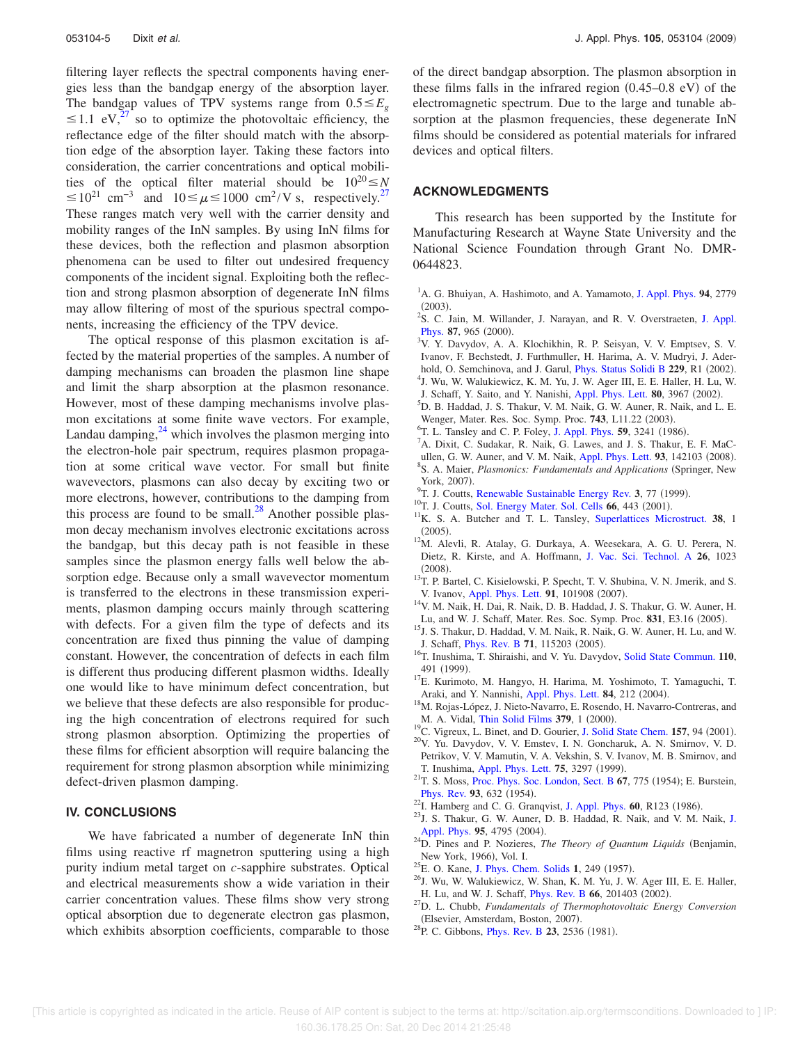filtering layer reflects the spectral components having energies less than the bandgap energy of the absorption layer. The bandgap values of TPV systems range from $0.5 \leq E_g \leq 1.1$ eV,[27] so to optimize the photovoltaic efficiency, the reflectance edge of the filter should match with the absorption edge of the absorption layer. Taking these factors into consideration, the carrier concentrations and optical mobilities of the optical filter material should be $10^{20} \leq N \leq 10^{21}$ cm$^{-3}$ and $10 \leq \mu \leq 1000$ cm$^2$/V s, respectively.[27] These ranges match very well with the carrier density and mobility ranges of the InN samples. By using InN films for these devices, both the reflection and plasmon absorption phenomena can be used to filter out undesired frequency components of the incident signal. Exploiting both the reflection and strong plasmon absorption of degenerate InN films may allow filtering of most of the spurious spectral components, increasing the efficiency of the TPV device.

The optical response of this plasmon excitation is affected by the material properties of the samples. A number of damping mechanisms can broaden the plasmon line shape and limit the sharp absorption at the plasmon resonance. However, most of these damping mechanisms involve plasmon excitations at some finite wave vectors. For example, Landau damping,[24] which involves the plasmon merging into the electron-hole pair spectrum, requires plasmon propagation at some critical wave vector. For small but finite wavevectors, plasmons can also decay by exciting two or more electrons, however, contributions to the damping from this process are found to be small.[28] Another possible plasmon decay mechanism involves electronic excitations across the bandgap, but this decay path is not feasible in these samples since the plasmon energy falls well below the absorption edge. Because only a small wavevector momentum is transferred to the electrons in these transmission experiments, plasmon damping occurs mainly through scattering with defects. For a given film the type of defects and its concentration are fixed thus pinning the value of damping constant. However, the concentration of defects in each film is different thus producing different plasmon widths. Ideally one would like to have minimum defect concentration, but we believe that these defects are also responsible for producing the high concentration of electrons required for such strong plasmon absorption. Optimizing the properties of these films for efficient absorption will require balancing the requirement for strong plasmon absorption while minimizing defect-driven plasmon damping.

## IV. CONCLUSIONS

We have fabricated a number of degenerate InN thin films using reactive rf magnetron sputtering using a high purity indium metal target on *c*-sapphire substrates. Optical and electrical measurements show a wide variation in their carrier concentration values. These films show very strong optical absorption due to degenerate electron gas plasmon, which exhibits absorption coefficients, comparable to those of the direct bandgap absorption. The plasmon absorption in these films falls in the infrared region (0.45–0.8 eV) of the electromagnetic spectrum. Due to the large and tunable absorption at the plasmon frequencies, these degenerate InN films should be considered as potential materials for infrared devices and optical filters.

## ACKNOWLEDGMENTS

This research has been supported by the Institute for Manufacturing Research at Wayne State University and the National Science Foundation through Grant No. DMR-0644823.

[1] A. G. Bhuiyan, A. Hashimoto, and A. Yamamoto, J. Appl. Phys. **94**, 2779 (2003).

[2] S. C. Jain, M. Willander, J. Narayan, and R. V. Overstraeten, J. Appl. Phys. **87**, 965 (2000).

[3] V. Y. Davydov, A. A. Klochikhin, R. P. Seisyan, V. V. Emptsev, S. V. Ivanov, F. Bechstedt, J. Furthmuller, H. Harima, A. V. Mudryi, J. Aderhold, O. Semchinova, and J. Garul, Phys. Status Solidi B **229**, R1 (2002).

[4] J. Wu, W. Walukiewicz, K. M. Yu, J. W. Ager III, E. E. Haller, H. Lu, W. J. Schaff, Y. Saito, and Y. Nanishi, Appl. Phys. Lett. **80**, 3967 (2002).

[5] D. B. Haddad, J. S. Thakur, V. M. Naik, G. W. Auner, R. Naik, and L. E. Wenger, Mater. Res. Soc. Symp. Proc. **743**, L11.22 (2003).

[6] T. L. Tansley and C. P. Foley, J. Appl. Phys. **59**, 3241 (1986).

[7] A. Dixit, C. Sudakar, R. Naik, G. Lawes, and J. S. Thakur, E. F. MacCullen, G. W. Auner, and V. M. Naik, Appl. Phys. Lett. **93**, 142103 (2008).

[8] S. A. Maier, *Plasmonics: Fundamentals and Applications* (Springer, New York, 2007).

[9] T. J. Coutts, Renewable Sustainable Energy Rev. **3**, 77 (1999).

[10] T. J. Coutts, Sol. Energy Mater. Sol. Cells **66**, 443 (2001).

[11] K. S. A. Butcher and T. L. Tansley, Superlattices Microstruct. **38**, 1 (2005).

[12] M. Alevli, R. Atalay, G. Durkaya, A. Weesekara, A. G. U. Perera, N. Dietz, R. Kirste, and A. Hoffmann, J. Vac. Sci. Technol. A **26**, 1023 (2008).

[13] T. P. Bartel, C. Kisielowski, P. Specht, T. V. Shubina, V. N. Jmerik, and S. V. Ivanov, Appl. Phys. Lett. **91**, 101908 (2007).

[14] V. M. Naik, D. Rai, R. Naik, D. B. Haddad, J. S. Thakur, G. W. Auner, H. Lu, and W. J. Schaff, Mater. Res. Soc. Symp. Proc. **831**, E3.16 (2005).

[15] J. S. Thakur, D. Haddad, V. M. Naik, R. Naik, G. W. Auner, H. Lu, and W. J. Schaff, Phys. Rev. B **71**, 115203 (2005).

[16] T. Inushima, T. Shiraishi, and V. Yu. Davydov, Solid State Commun. **110**, 491 (1999).

[17] E. Kurimoto, M. Hangyo, H. Harima, M. Yoshimoto, T. Yamaguchi, T. Araki, and Y. Nannishi, Appl. Phys. Lett. **84**, 212 (2004).

[18] M. Rojas-López, J. Nieto-Navarro, E. Rosendo, H. Navarro-Contreras, and M. A. Vidal, Thin Solid Films **379**, 1 (2000).

[19] C. Vigreux, L. Binet, and D. Gourier, J. Solid State Chem. **157**, 94 (2001).

[20] V. Yu. Davydov, V. V. Emstev, I. N. Goncharuk, A. N. Smirnov, V. D. Petrikov, V. V. Mamutin, V. A. Vekshin, S. V. Ivanov, M. B. Smirnov, and T. Inushima, Appl. Phys. Lett. **75**, 3297 (1999).

[21] T. S. Moss, Proc. Phys. Soc. London, Sect. B **67**, 775 (1954); E. Burstein, Phys. Rev. **93**, 632 (1954).

[22] I. Hamberg and C. G. Granqvist, J. Appl. Phys. **60**, R123 (1986).

[23] J. S. Thakur, G. W. Auner, D. B. Haddad, R. Naik, and V. M. Naik, J. Appl. Phys. **95**, 4795 (2004).

[24] D. Pines and P. Nozieres, *The Theory of Quantum Liquids* (Benjamin, New York, 1966), Vol. I.

[25] E. O. Kane, J. Phys. Chem. Solids **1**, 249 (1957).

[26] J. Wu, W. Walukiewicz, W. Shan, K. M. Yu, J. W. Ager III, E. E. Haller, H. Lu, and W. J. Schaff, Phys. Rev. B **66**, 201403 (2002).

[27] D. L. Chubb, *Fundamentals of Thermophotovoltaic Energy Conversion* (Elsevier, Amsterdam, Boston, 2007).

[28] P. C. Gibbons, Phys. Rev. B **23**, 2536 (1981).